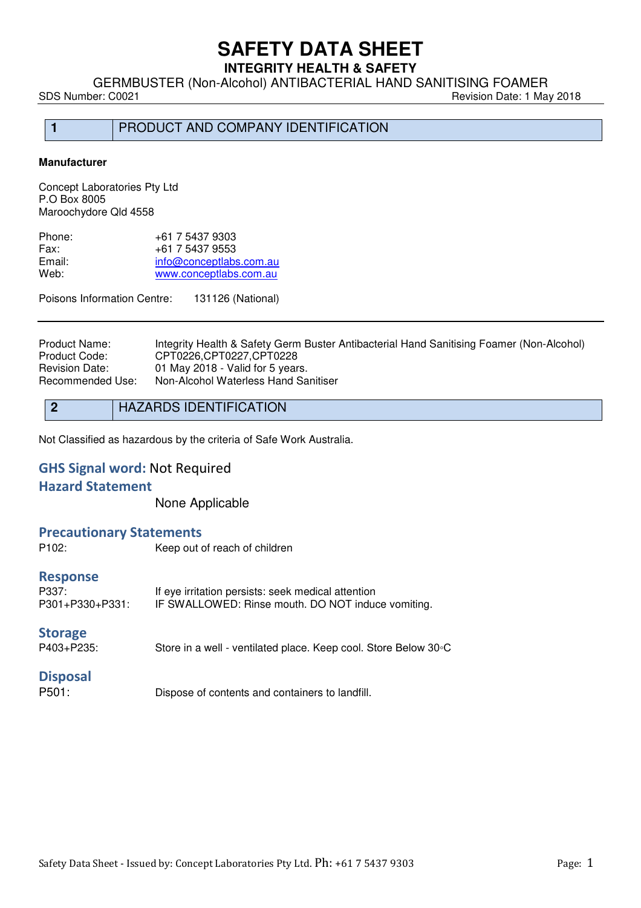# SAFETY DATA SHEET

**INTEGRITY HEALTH & SAFETY**

GERMBUSTER (Non-Alcohol) ANTIBACTERIAL HAND SANITISING FOAMER

SDS Number: C0021 Revision Date: 1 May 2018

## 1 PRODUCT AND COMPANY IDENTIFICATION

**Manufacturer**

Concept Laboratories Pty Ltd
P.O Box 8005
Maroochydore Qld 4558

| | |
|---|---|
| Phone: | +61 7 5437 9303 |
| Fax: | +61 7 5437 9553 |
| Email: | info@conceptlabs.com.au |
| Web: | www.conceptlabs.com.au |

Poisons Information Centre: 131126 (National)

| | |
|---|---|
| Product Name: | Integrity Health & Safety Germ Buster Antibacterial Hand Sanitising Foamer (Non-Alcohol) |
| Product Code: | CPT0226,CPT0227,CPT0228 |
| Revision Date: | 01 May 2018 - Valid for 5 years. |
| Recommended Use: | Non-Alcohol Waterless Hand Sanitiser |

## 2 HAZARDS IDENTIFICATION

Not Classified as hazardous by the criteria of Safe Work Australia.

### GHS Signal word: Not Required

### Hazard Statement

None Applicable

### Precautionary Statements

| | |
|---|---|
| P102: | Keep out of reach of children |

### Response

| | |
|---|---|
| P337: | If eye irritation persists: seek medical attention |
| P301+P330+P331: | IF SWALLOWED: Rinse mouth. DO NOT induce vomiting. |

### Storage

| | |
|---|---|
| P403+P235: | Store in a well - ventilated place. Keep cool. Store Below 30◦C |

### Disposal

| | |
|---|---|
| P501: | Dispose of contents and containers to landfill. |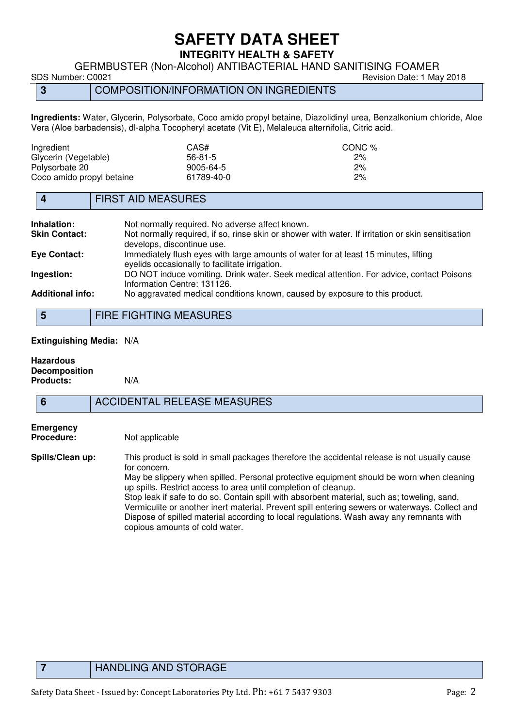## 3 COMPOSITION/INFORMATION ON INGREDIENTS

**Ingredients:** Water, Glycerin, Polysorbate, Coco amido propyl betaine, Diazolidinyl urea, Benzalkonium chloride, Aloe Vera (Aloe barbadensis), dl-alpha Tocopheryl acetate (Vit E), Melaleuca alternifolia, Citric acid.

| Ingredient | CAS# | CONC % |
|---|---|---|
| Glycerin (Vegetable) | 56-81-5 | 2% |
| Polysorbate 20 | 9005-64-5 | 2% |
| Coco amido propyl betaine | 61789-40-0 | 2% |

## 4 FIRST AID MEASURES

**Inhalation:** Not normally required. No adverse affect known.

**Skin Contact:** Not normally required, if so, rinse skin or shower with water. If irritation or skin sensitisation develops, discontinue use.

**Eye Contact:** Immediately flush eyes with large amounts of water for at least 15 minutes, lifting eyelids occasionally to facilitate irrigation.

**Ingestion:** DO NOT induce vomiting. Drink water. Seek medical attention. For advice, contact Poisons Information Centre: 131126.

**Additional info:** No aggravated medical conditions known, caused by exposure to this product.

## 5 FIRE FIGHTING MEASURES

**Extinguishing Media:** N/A

**Hazardous Decomposition Products:** N/A

## 6 ACCIDENTAL RELEASE MEASURES

**Emergency Procedure:** Not applicable

**Spills/Clean up:** This product is sold in small packages therefore the accidental release is not usually cause for concern.
May be slippery when spilled. Personal protective equipment should be worn when cleaning up spills. Restrict access to area until completion of cleanup.
Stop leak if safe to do so. Contain spill with absorbent material, such as; toweling, sand, Vermiculite or another inert material. Prevent spill entering sewers or waterways. Collect and Dispose of spilled material according to local regulations. Wash away any remnants with copious amounts of cold water.

## 7 HANDLING AND STORAGE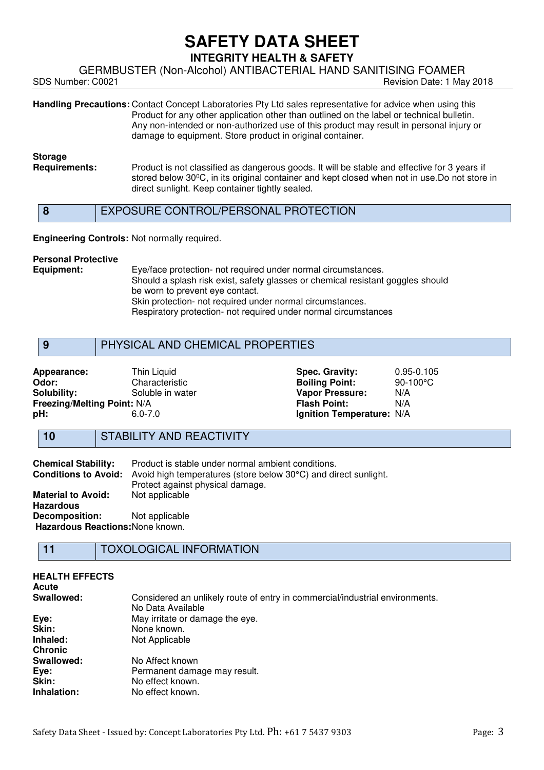**Handling Precautions:** Contact Concept Laboratories Pty Ltd sales representative for advice when using this Product for any other application other than outlined on the label or technical bulletin. Any non-intended or non-authorized use of this product may result in personal injury or damage to equipment. Store product in original container.

**Storage Requirements:** Product is not classified as dangerous goods. It will be stable and effective for 3 years if stored below 30$^0$C, in its original container and kept closed when not in use.Do not store in direct sunlight. Keep container tightly sealed.

## 8 EXPOSURE CONTROL/PERSONAL PROTECTION

**Engineering Controls:** Not normally required.

**Personal Protective Equipment:** Eye/face protection- not required under normal circumstances.
Should a splash risk exist, safety glasses or chemical resistant goggles should be worn to prevent eye contact.
Skin protection- not required under normal circumstances.
Respiratory protection- not required under normal circumstances

## 9 PHYSICAL AND CHEMICAL PROPERTIES

**Appearance:** Thin Liquid
**Odor:** Characteristic
**Solubility:** Soluble in water
**Freezing/Melting Point:** N/A
**pH:** 6.0-7.0

**Spec. Gravity:** 0.95-0.105
**Boiling Point:** 90-100°C
**Vapor Pressure:** N/A
**Flash Point:** N/A
**Ignition Temperature:** N/A

## 10 STABILITY AND REACTIVITY

**Chemical Stability:** Product is stable under normal ambient conditions.
**Conditions to Avoid:** Avoid high temperatures (store below 30°C) and direct sunlight. Protect against physical damage.
**Material to Avoid:** Not applicable
**Hazardous Decomposition:** Not applicable
**Hazardous Reactions:** None known.

## 11 TOXOLOGICAL INFORMATION

**HEALTH EFFECTS**

**Acute**

**Swallowed:** Considered an unlikely route of entry in commercial/industrial environments. No Data Available
**Eye:** May irritate or damage the eye.
**Skin:** None known.
**Inhaled:** Not Applicable

**Chronic**

**Swallowed:** No Affect known
**Eye:** Permanent damage may result.
**Skin:** No effect known.
**Inhalation:** No effect known.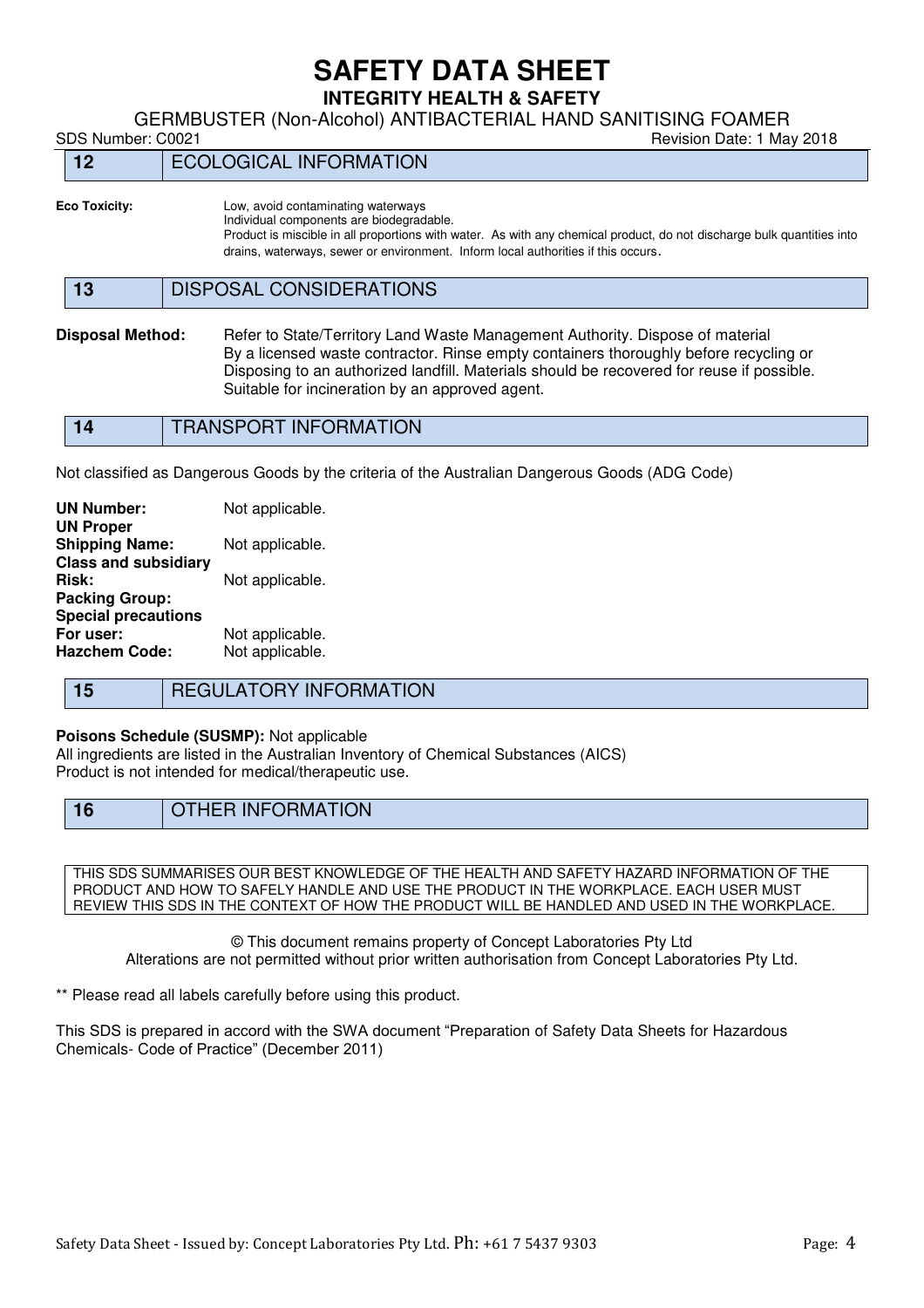## 12 ECOLOGICAL INFORMATION

**Eco Toxicity:** Low, avoid contaminating waterways
Individual components are biodegradable.
Product is miscible in all proportions with water. As with any chemical product, do not discharge bulk quantities into drains, waterways, sewer or environment. Inform local authorities if this occurs.

## 13 DISPOSAL CONSIDERATIONS

**Disposal Method:** Refer to State/Territory Land Waste Management Authority. Dispose of material By a licensed waste contractor. Rinse empty containers thoroughly before recycling or Disposing to an authorized landfill. Materials should be recovered for reuse if possible. Suitable for incineration by an approved agent.

## 14 TRANSPORT INFORMATION

Not classified as Dangerous Goods by the criteria of the Australian Dangerous Goods (ADG Code)

| | |
|---|---|
| **UN Number:** | Not applicable. |
| **UN Proper Shipping Name:** | Not applicable. |
| **Class and subsidiary Risk:** | Not applicable. |
| **Packing Group:** | |
| **Special precautions For user:** | Not applicable. |
| **Hazchem Code:** | Not applicable. |

## 15 REGULATORY INFORMATION

**Poisons Schedule (SUSMP):** Not applicable
All ingredients are listed in the Australian Inventory of Chemical Substances (AICS)
Product is not intended for medical/therapeutic use.

## 16 OTHER INFORMATION

THIS SDS SUMMARISES OUR BEST KNOWLEDGE OF THE HEALTH AND SAFETY HAZARD INFORMATION OF THE PRODUCT AND HOW TO SAFELY HANDLE AND USE THE PRODUCT IN THE WORKPLACE. EACH USER MUST REVIEW THIS SDS IN THE CONTEXT OF HOW THE PRODUCT WILL BE HANDLED AND USED IN THE WORKPLACE.

© This document remains property of Concept Laboratories Pty Ltd
Alterations are not permitted without prior written authorisation from Concept Laboratories Pty Ltd.

** Please read all labels carefully before using this product.

This SDS is prepared in accord with the SWA document "Preparation of Safety Data Sheets for Hazardous Chemicals- Code of Practice" (December 2011)